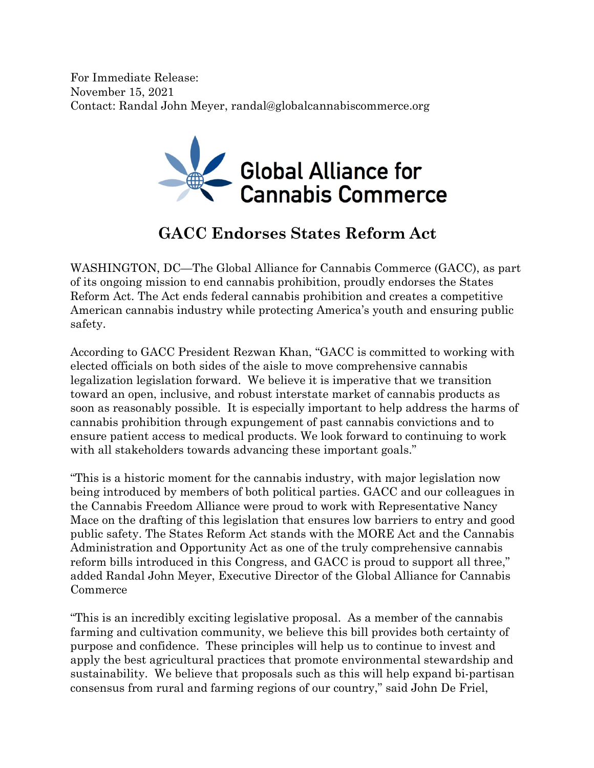For Immediate Release:
November 15, 2021
Contact: Randal John Meyer, randal@globalcannabiscommerce.org

Global Alliance for Cannabis Commerce

# GACC Endorses States Reform Act

WASHINGTON, DC—The Global Alliance for Cannabis Commerce (GACC), as part of its ongoing mission to end cannabis prohibition, proudly endorses the States Reform Act. The Act ends federal cannabis prohibition and creates a competitive American cannabis industry while protecting America's youth and ensuring public safety.

According to GACC President Rezwan Khan, "GACC is committed to working with elected officials on both sides of the aisle to move comprehensive cannabis legalization legislation forward. We believe it is imperative that we transition toward an open, inclusive, and robust interstate market of cannabis products as soon as reasonably possible. It is especially important to help address the harms of cannabis prohibition through expungement of past cannabis convictions and to ensure patient access to medical products. We look forward to continuing to work with all stakeholders towards advancing these important goals."

"This is a historic moment for the cannabis industry, with major legislation now being introduced by members of both political parties. GACC and our colleagues in the Cannabis Freedom Alliance were proud to work with Representative Nancy Mace on the drafting of this legislation that ensures low barriers to entry and good public safety. The States Reform Act stands with the MORE Act and the Cannabis Administration and Opportunity Act as one of the truly comprehensive cannabis reform bills introduced in this Congress, and GACC is proud to support all three," added Randal John Meyer, Executive Director of the Global Alliance for Cannabis Commerce

"This is an incredibly exciting legislative proposal. As a member of the cannabis farming and cultivation community, we believe this bill provides both certainty of purpose and confidence. These principles will help us to continue to invest and apply the best agricultural practices that promote environmental stewardship and sustainability. We believe that proposals such as this will help expand bi-partisan consensus from rural and farming regions of our country," said John De Friel,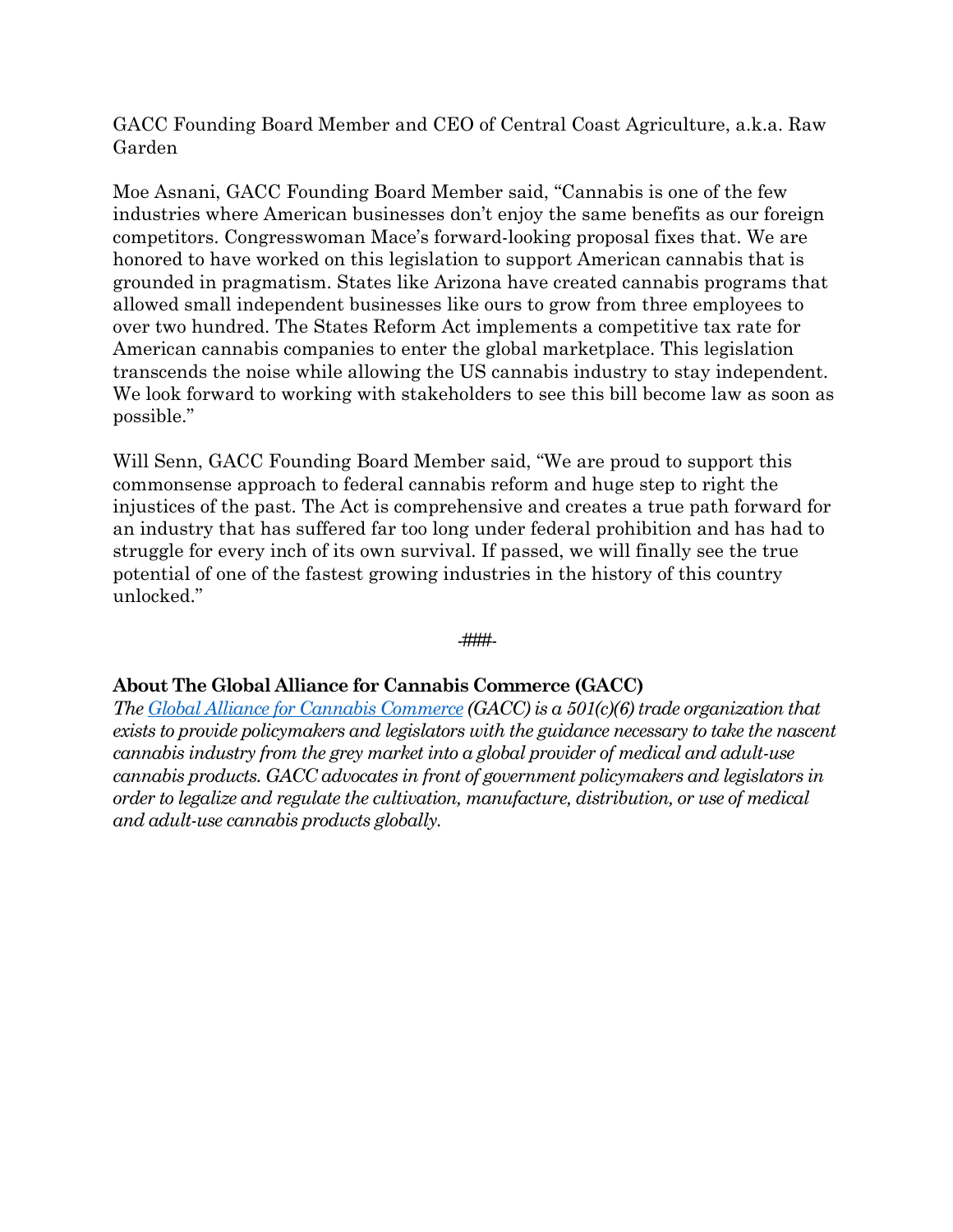GACC Founding Board Member and CEO of Central Coast Agriculture, a.k.a. Raw Garden

Moe Asnani, GACC Founding Board Member said, "Cannabis is one of the few industries where American businesses don't enjoy the same benefits as our foreign competitors. Congresswoman Mace's forward-looking proposal fixes that. We are honored to have worked on this legislation to support American cannabis that is grounded in pragmatism. States like Arizona have created cannabis programs that allowed small independent businesses like ours to grow from three employees to over two hundred. The States Reform Act implements a competitive tax rate for American cannabis companies to enter the global marketplace. This legislation transcends the noise while allowing the US cannabis industry to stay independent. We look forward to working with stakeholders to see this bill become law as soon as possible."

Will Senn, GACC Founding Board Member said, "We are proud to support this commonsense approach to federal cannabis reform and huge step to right the injustices of the past. The Act is comprehensive and creates a true path forward for an industry that has suffered far too long under federal prohibition and has had to struggle for every inch of its own survival. If passed, we will finally see the true potential of one of the fastest growing industries in the history of this country unlocked."

-###-

**About The Global Alliance for Cannabis Commerce (GACC)**

*The Global Alliance for Cannabis Commerce (GACC) is a 501(c)(6) trade organization that exists to provide policymakers and legislators with the guidance necessary to take the nascent cannabis industry from the grey market into a global provider of medical and adult-use cannabis products. GACC advocates in front of government policymakers and legislators in order to legalize and regulate the cultivation, manufacture, distribution, or use of medical and adult-use cannabis products globally.*